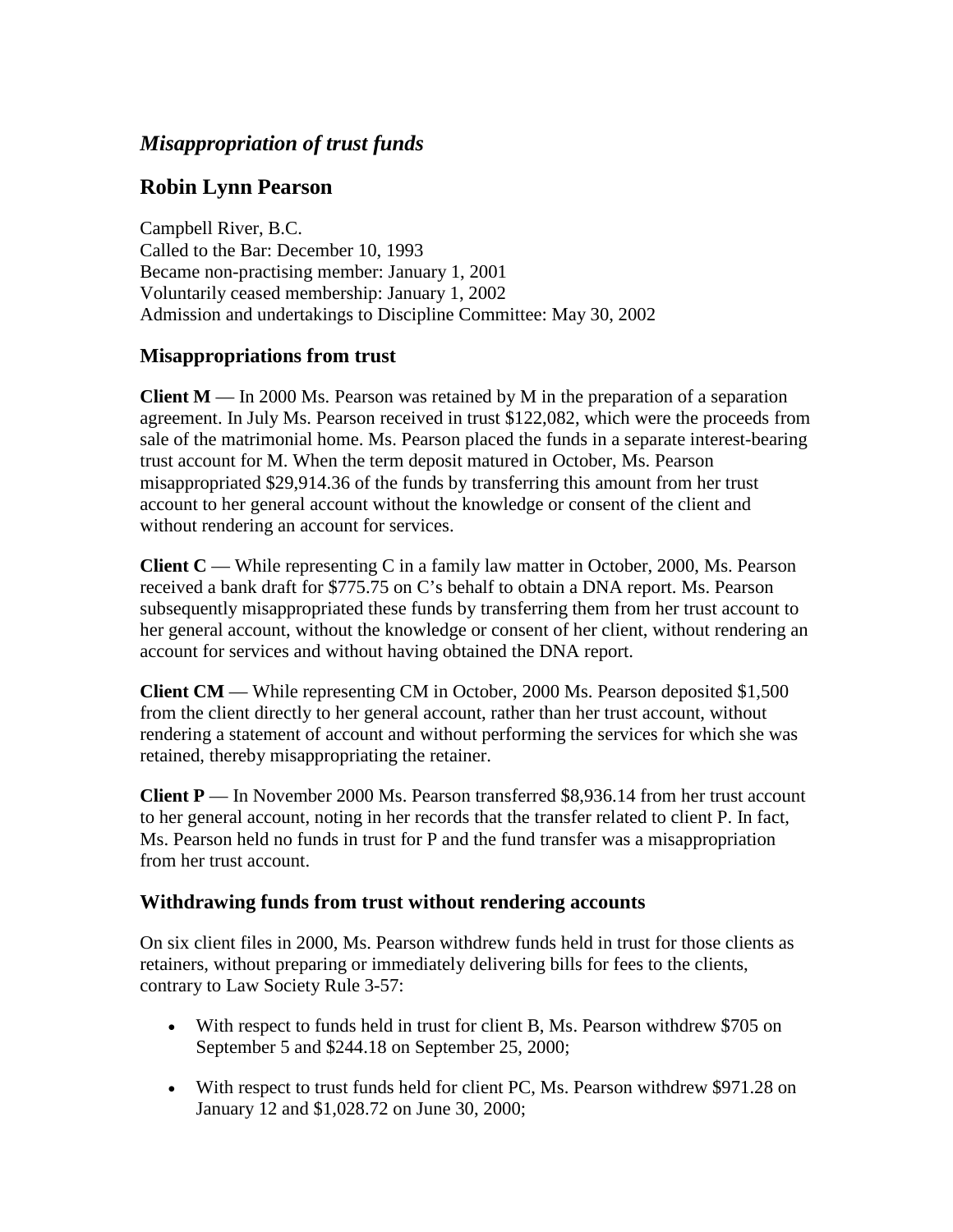## *Misappropriation of trust funds*

## Robin Lynn Pearson

Campbell River, B.C.
Called to the Bar: December 10, 1993
Became non-practising member: January 1, 2001
Voluntarily ceased membership: January 1, 2002
Admission and undertakings to Discipline Committee: May 30, 2002

### Misappropriations from trust

**Client M** — In 2000 Ms. Pearson was retained by M in the preparation of a separation agreement. In July Ms. Pearson received in trust $122,082, which were the proceeds from sale of the matrimonial home. Ms. Pearson placed the funds in a separate interest-bearing trust account for M. When the term deposit matured in October, Ms. Pearson misappropriated $29,914.36 of the funds by transferring this amount from her trust account to her general account without the knowledge or consent of the client and without rendering an account for services.

**Client C** — While representing C in a family law matter in October, 2000, Ms. Pearson received a bank draft for $775.75 on C's behalf to obtain a DNA report. Ms. Pearson subsequently misappropriated these funds by transferring them from her trust account to her general account, without the knowledge or consent of her client, without rendering an account for services and without having obtained the DNA report.

**Client CM** — While representing CM in October, 2000 Ms. Pearson deposited $1,500 from the client directly to her general account, rather than her trust account, without rendering a statement of account and without performing the services for which she was retained, thereby misappropriating the retainer.

**Client P** — In November 2000 Ms. Pearson transferred $8,936.14 from her trust account to her general account, noting in her records that the transfer related to client P. In fact, Ms. Pearson held no funds in trust for P and the fund transfer was a misappropriation from her trust account.

### Withdrawing funds from trust without rendering accounts

On six client files in 2000, Ms. Pearson withdrew funds held in trust for those clients as retainers, without preparing or immediately delivering bills for fees to the clients, contrary to Law Society Rule 3-57:

- With respect to funds held in trust for client B, Ms. Pearson withdrew $705 on September 5 and $244.18 on September 25, 2000;
- With respect to trust funds held for client PC, Ms. Pearson withdrew $971.28 on January 12 and $1,028.72 on June 30, 2000;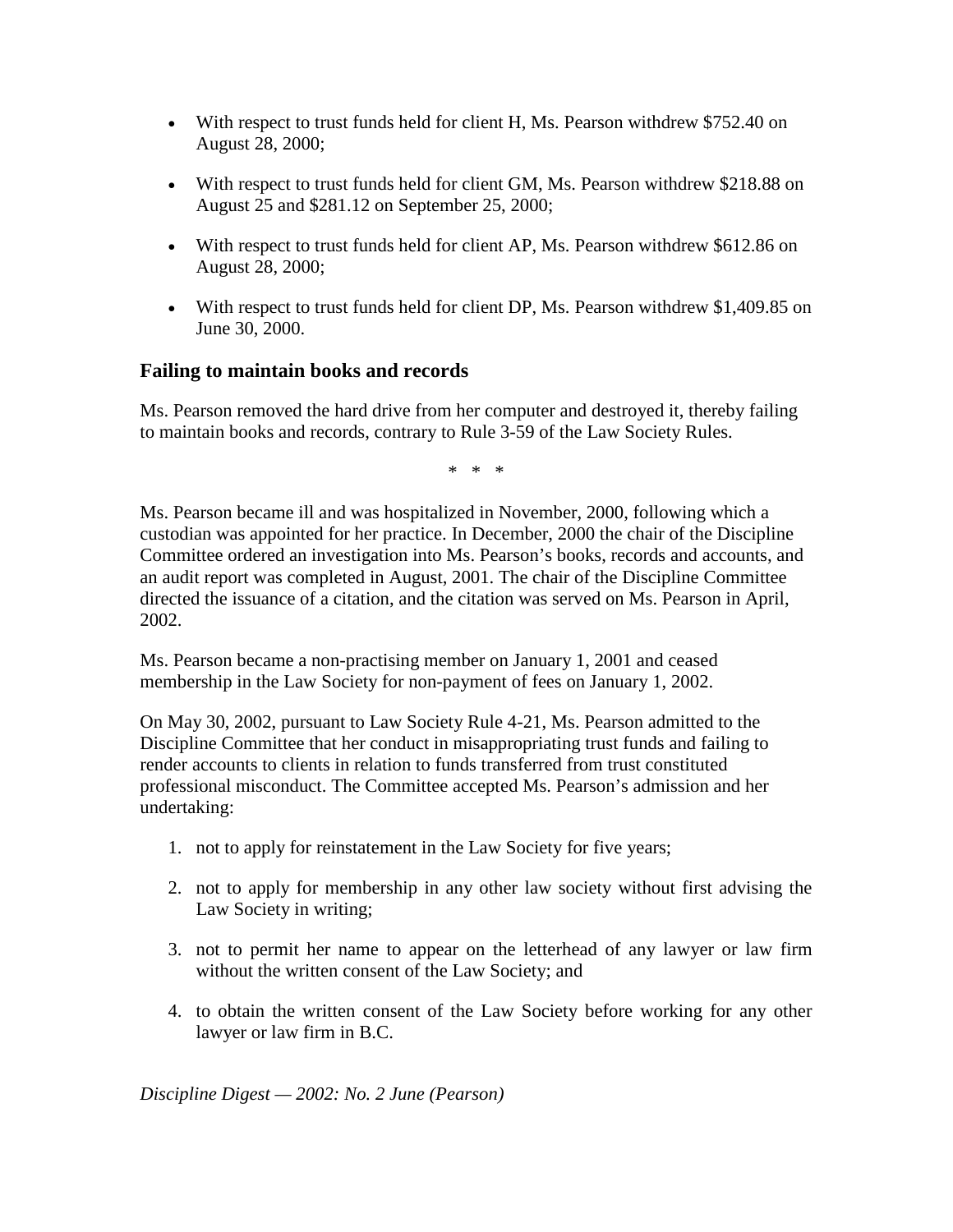- With respect to trust funds held for client H, Ms. Pearson withdrew $752.40 on August 28, 2000;
- With respect to trust funds held for client GM, Ms. Pearson withdrew $218.88 on August 25 and $281.12 on September 25, 2000;
- With respect to trust funds held for client AP, Ms. Pearson withdrew $612.86 on August 28, 2000;
- With respect to trust funds held for client DP, Ms. Pearson withdrew $1,409.85 on June 30, 2000.

### Failing to maintain books and records

Ms. Pearson removed the hard drive from her computer and destroyed it, thereby failing to maintain books and records, contrary to Rule 3-59 of the Law Society Rules.

\* \* \*

Ms. Pearson became ill and was hospitalized in November, 2000, following which a custodian was appointed for her practice. In December, 2000 the chair of the Discipline Committee ordered an investigation into Ms. Pearson's books, records and accounts, and an audit report was completed in August, 2001. The chair of the Discipline Committee directed the issuance of a citation, and the citation was served on Ms. Pearson in April, 2002.

Ms. Pearson became a non-practising member on January 1, 2001 and ceased membership in the Law Society for non-payment of fees on January 1, 2002.

On May 30, 2002, pursuant to Law Society Rule 4-21, Ms. Pearson admitted to the Discipline Committee that her conduct in misappropriating trust funds and failing to render accounts to clients in relation to funds transferred from trust constituted professional misconduct. The Committee accepted Ms. Pearson's admission and her undertaking:

1. not to apply for reinstatement in the Law Society for five years;
2. not to apply for membership in any other law society without first advising the Law Society in writing;
3. not to permit her name to appear on the letterhead of any lawyer or law firm without the written consent of the Law Society; and
4. to obtain the written consent of the Law Society before working for any other lawyer or law firm in B.C.